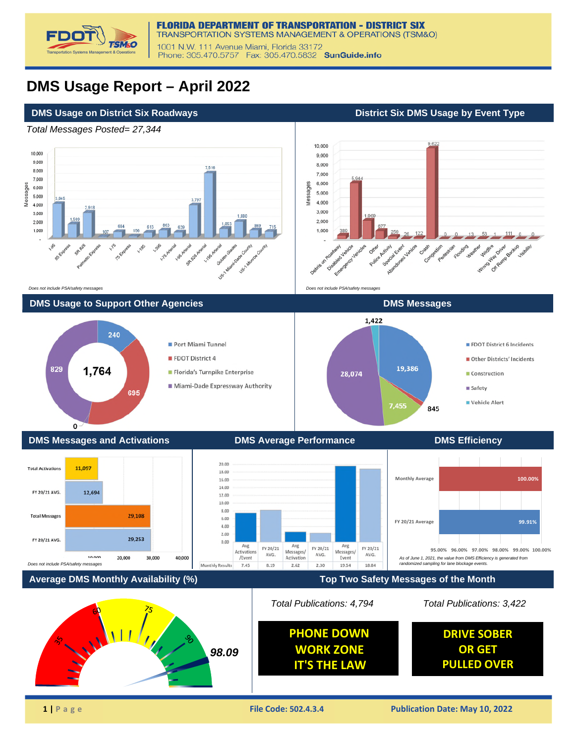FLORIDA DEPARTMENT OF TRANSPORTATION - DISTRICT SIX
TRANSPORTATION SYSTEMS MANAGEMENT & OPERATIONS (TSM&O)
1001 N.W. 111 Avenue Miami, Florida 33172
Phone: 305.470.5757 Fax: 305.470.5832 **SunGuide.info**

# DMS Usage Report – April 2022

## DMS Usage on District Six Roadways

*Total Messages Posted= 27,344*

Messages

10,000
9,000
8,000
7,000
6,000
5,000
4,000
3,000
2,000
1,000
-

3,945, 1,589, 2,918, 107, 684, 156, 613, 863, 639, 3,797, 7,516, 1,053, 1,880, 869, 715

I-95, 95 Express, SR 826, Palmetto Express, I-75, 75 Express, I-195, I-395, I-75 Arterial, I-95 Arterial, SR 826 Arterial, I-195 Arterial, Golden Glades, US-1 Miami-Dade County, US-1 Monroe County

*Does not include PSA/safety messages*

## District Six DMS Usage by Event Type

Messages

10,000
9,000
8,000
7,000
6,000
5,000
4,000
3,000
2,000
1,000
-

389, 5,944, 1,969, 877, 259, 26, 122, 9,622, 0, 0, 13, 53, 1, 111, 0, 0

Debris on Roadway, Disabled Vehicle, Emergency Vehicles, Other, Police Activity, Special Event, Abandoned Vehicle, Crash, Congestion, Pedestrian, Flooding, Weather, Wildfire, Wrong Way Driver, Off Ramp Backup, Visibility

*Does not include PSA/safety messages*

## DMS Usage to Support Other Agencies

1,764

240, 695, 829, 0

- Port Miami Tunnel
- FDOT District 4
- Florida's Turnpike Enterprise
- Miami-Dade Expressway Authority

## DMS Messages

1,422, 19,386, 28,074, 7,455, 845

- FDOT District 6 Incidents
- Other Districts' Incidents
- Construction
- Safety
- Vehicle Alert

## DMS Messages and Activations

Total Activations 11,097
FY 20/21 AVG. 12,694
Total Messages 29,108
FY 20/21 AVG. 29,253

10,000 20,000 30,000 40,000

*Does not include PSA/safety messages*

## DMS Average Performance

20.00
18.00
16.00
14.00
12.00
10.00
8.00
6.00
4.00
2.00
0.00

| | Avg Activations /Event | FY 20/21 AVG. | Avg Messages/ Activation | FY 20/21 AVG. | Avg Messages/ Event | FY 20/21 AVG. |
|---|---|---|---|---|---|---|
| Monthly Results | 7.45 | 8.19 | 2.62 | 2.30 | 19.54 | 18.84 |

## DMS Efficiency

Monthly Average 100.00%
FY 20/21 Average 99.91%

95.00% 96.00% 97.00% 98.00% 99.00% 100.00%

*As of June 1, 2021, the value from DMS Efficiency is generated from randomized sampling for lane blockage events.*

## Average DMS Monthly Availability (%)

35 60 75 90

98.09

## Top Two Safety Messages of the Month

*Total Publications: 4,794*

**PHONE DOWN**
**WORK ZONE**
**IT'S THE LAW**

*Total Publications: 3,422*

**DRIVE SOBER**
**OR GET**
**PULLED OVER**

File Code: 502.4.3.4 Publication Date: May 10, 2022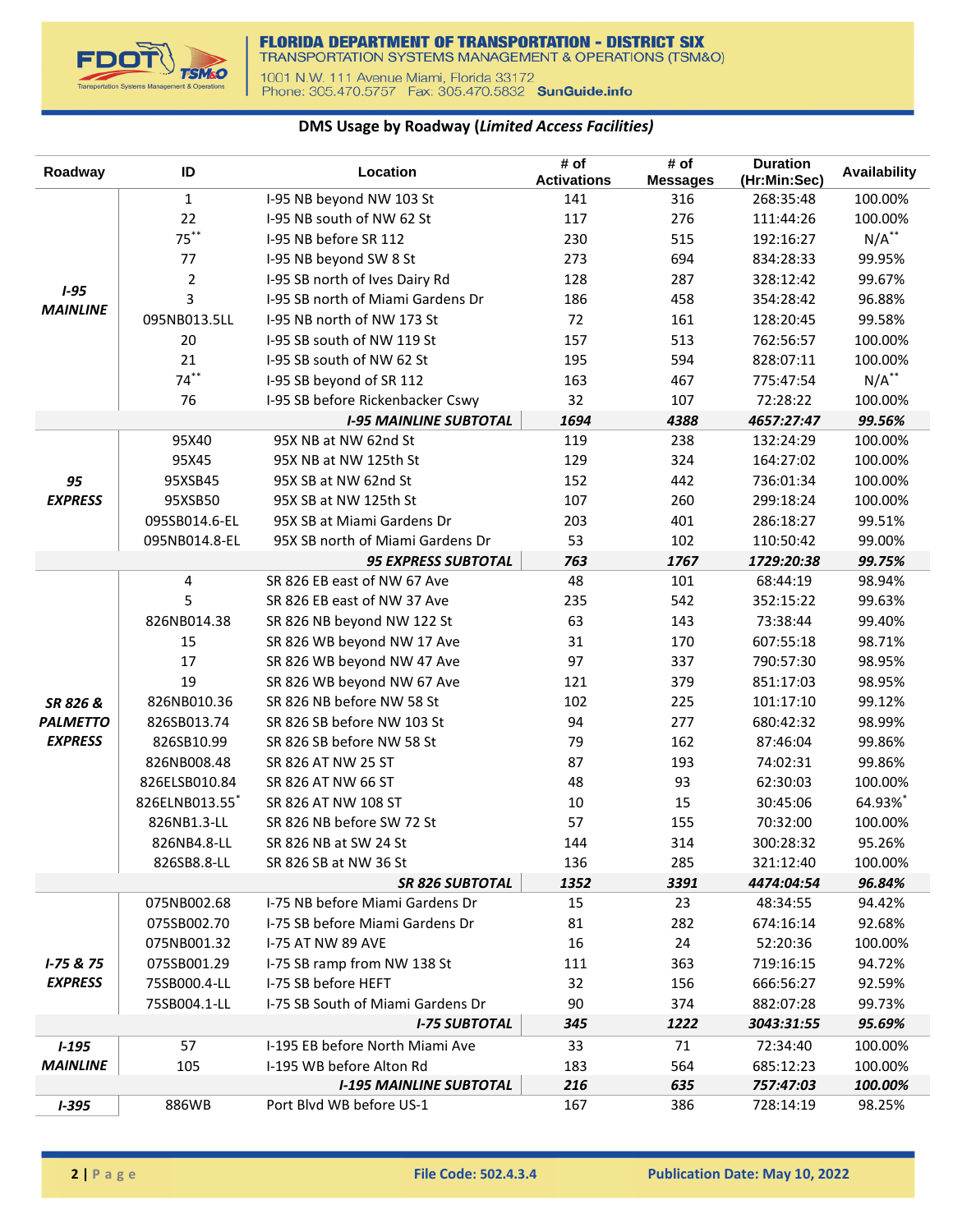**FLORIDA DEPARTMENT OF TRANSPORTATION - DISTRICT SIX**
TRANSPORTATION SYSTEMS MANAGEMENT & OPERATIONS (TSM&O)
1001 N.W. 111 Avenue Miami, Florida 33172
Phone: 305.470.5757 Fax: 305.470.5832 SunGuide.info

## DMS Usage by Roadway (*Limited Access Facilities*)

| Roadway | ID | Location | # of Activations | # of Messages | Duration (Hr:Min:Sec) | Availability |
|---|---|---|---|---|---|---|
| *I-95 MAINLINE* | 1 | I-95 NB beyond NW 103 St | 141 | 316 | 268:35:48 | 100.00% |
| | 22 | I-95 NB south of NW 62 St | 117 | 276 | 111:44:26 | 100.00% |
| | 75** | I-95 NB before SR 112 | 230 | 515 | 192:16:27 | N/A** |
| | 77 | I-95 NB beyond SW 8 St | 273 | 694 | 834:28:33 | 99.95% |
| | 2 | I-95 SB north of Ives Dairy Rd | 128 | 287 | 328:12:42 | 99.67% |
| | 3 | I-95 SB north of Miami Gardens Dr | 186 | 458 | 354:28:42 | 96.88% |
| | 095NB013.5LL | I-95 NB north of NW 173 St | 72 | 161 | 128:20:45 | 99.58% |
| | 20 | I-95 SB south of NW 119 St | 157 | 513 | 762:56:57 | 100.00% |
| | 21 | I-95 SB south of NW 62 St | 195 | 594 | 828:07:11 | 100.00% |
| | 74** | I-95 SB beyond of SR 112 | 163 | 467 | 775:47:54 | N/A** |
| | 76 | I-95 SB before Rickenbacker Cswy | 32 | 107 | 72:28:22 | 100.00% |
| | | ***I-95 MAINLINE SUBTOTAL*** | ***1694*** | ***4388*** | ***4657:27:47*** | ***99.56%*** |
| *95 EXPRESS* | 95X40 | 95X NB at NW 62nd St | 119 | 238 | 132:24:29 | 100.00% |
| | 95X45 | 95X NB at NW 125th St | 129 | 324 | 164:27:02 | 100.00% |
| | 95XSB45 | 95X SB at NW 62nd St | 152 | 442 | 736:01:34 | 100.00% |
| | 95XSB50 | 95X SB at NW 125th St | 107 | 260 | 299:18:24 | 100.00% |
| | 095SB014.6-EL | 95X SB at Miami Gardens Dr | 203 | 401 | 286:18:27 | 99.51% |
| | 095NB014.8-EL | 95X SB north of Miami Gardens Dr | 53 | 102 | 110:50:42 | 99.00% |
| | | ***95 EXPRESS SUBTOTAL*** | ***763*** | ***1767*** | ***1729:20:38*** | ***99.75%*** |
| *SR 826 & PALMETTO EXPRESS* | 4 | SR 826 EB east of NW 67 Ave | 48 | 101 | 68:44:19 | 98.94% |
| | 5 | SR 826 EB east of NW 37 Ave | 235 | 542 | 352:15:22 | 99.63% |
| | 826NB014.38 | SR 826 NB beyond NW 122 St | 63 | 143 | 73:38:44 | 99.40% |
| | 15 | SR 826 WB beyond NW 17 Ave | 31 | 170 | 607:55:18 | 98.71% |
| | 17 | SR 826 WB beyond NW 47 Ave | 97 | 337 | 790:57:30 | 98.95% |
| | 19 | SR 826 WB beyond NW 67 Ave | 121 | 379 | 851:17:03 | 98.95% |
| | 826NB010.36 | SR 826 NB before NW 58 St | 102 | 225 | 101:17:10 | 99.12% |
| | 826SB013.74 | SR 826 SB before NW 103 St | 94 | 277 | 680:42:32 | 98.99% |
| | 826SB10.99 | SR 826 SB before NW 58 St | 79 | 162 | 87:46:04 | 99.86% |
| | 826NB008.48 | SR 826 AT NW 25 ST | 87 | 193 | 74:02:31 | 99.86% |
| | 826ELSB010.84 | SR 826 AT NW 66 ST | 48 | 93 | 62:30:03 | 100.00% |
| | 826ELNB013.55* | SR 826 AT NW 108 ST | 10 | 15 | 30:45:06 | 64.93%* |
| | 826NB1.3-LL | SR 826 NB before SW 72 St | 57 | 155 | 70:32:00 | 100.00% |
| | 826NB4.8-LL | SR 826 NB at SW 24 St | 144 | 314 | 300:28:32 | 95.26% |
| | 826SB8.8-LL | SR 826 SB at NW 36 St | 136 | 285 | 321:12:40 | 100.00% |
| | | ***SR 826 SUBTOTAL*** | ***1352*** | ***3391*** | ***4474:04:54*** | ***96.84%*** |
| *I-75 & 75 EXPRESS* | 075NB002.68 | I-75 NB before Miami Gardens Dr | 15 | 23 | 48:34:55 | 94.42% |
| | 075SB002.70 | I-75 SB before Miami Gardens Dr | 81 | 282 | 674:16:14 | 92.68% |
| | 075NB001.32 | I-75 AT NW 89 AVE | 16 | 24 | 52:20:36 | 100.00% |
| | 075SB001.29 | I-75 SB ramp from NW 138 St | 111 | 363 | 719:16:15 | 94.72% |
| | 75SB000.4-LL | I-75 SB before HEFT | 32 | 156 | 666:56:27 | 92.59% |
| | 75SB004.1-LL | I-75 SB South of Miami Gardens Dr | 90 | 374 | 882:07:28 | 99.73% |
| | | ***I-75 SUBTOTAL*** | ***345*** | ***1222*** | ***3043:31:55*** | ***95.69%*** |
| *I-195 MAINLINE* | 57 | I-195 EB before North Miami Ave | 33 | 71 | 72:34:40 | 100.00% |
| | 105 | I-195 WB before Alton Rd | 183 | 564 | 685:12:23 | 100.00% |
| | | ***I-195 MAINLINE SUBTOTAL*** | ***216*** | ***635*** | ***757:47:03*** | ***100.00%*** |
| *I-395* | 886WB | Port Blvd WB before US-1 | 167 | 386 | 728:14:19 | 98.25% |

File Code: 502.4.3.4 Publication Date: May 10, 2022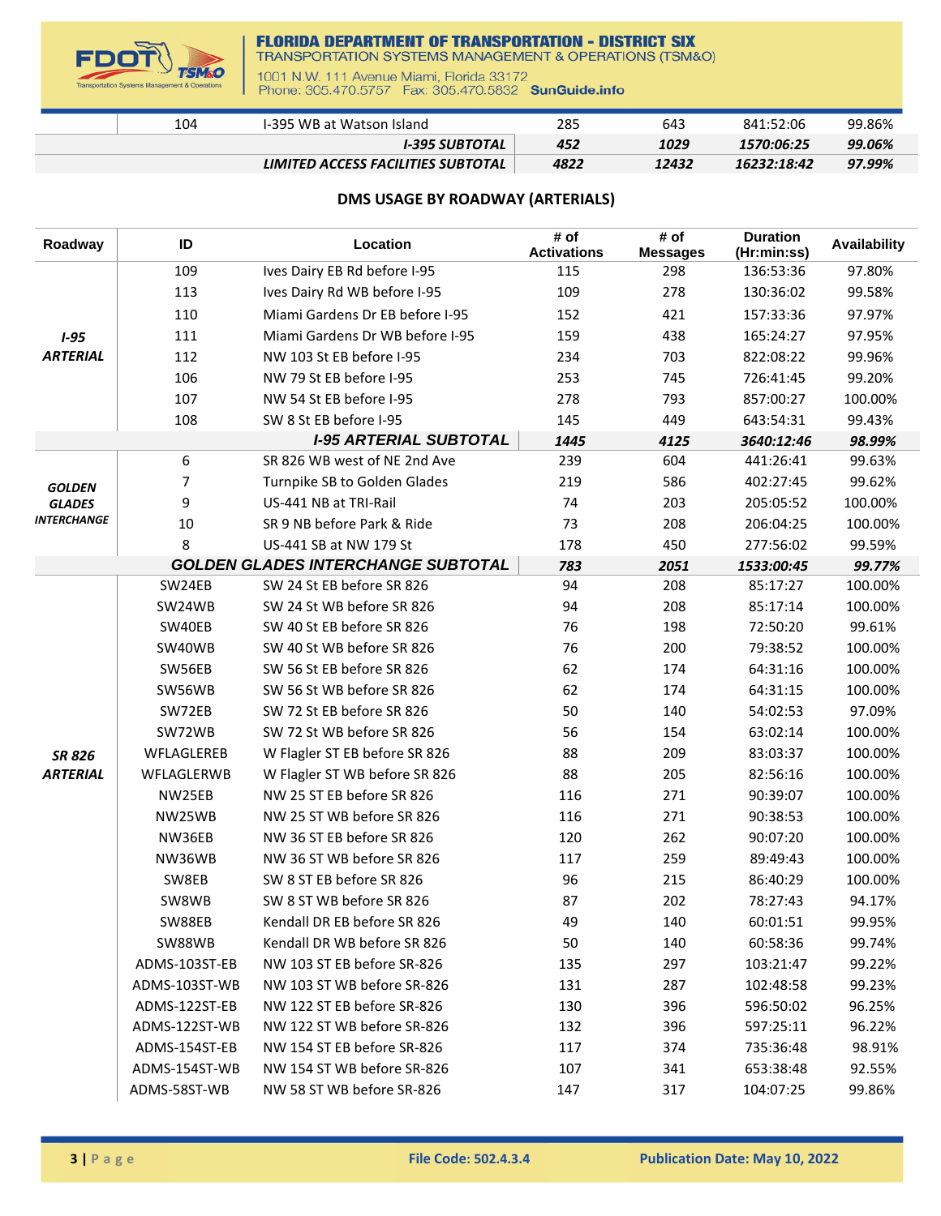| | | | | | | |
|---|---|---|---|---|---|---|
| | 104 | I-395 WB at Watson Island | 285 | 643 | 841:52:06 | 99.86% |
| | | ***I-395 SUBTOTAL*** | ***452*** | ***1029*** | ***1570:06:25*** | ***99.06%*** |
| | | ***LIMITED ACCESS FACILITIES SUBTOTAL*** | ***4822*** | ***12432*** | ***16232:18:42*** | ***97.99%*** |

## DMS USAGE BY ROADWAY (ARTERIALS)

| Roadway | ID | Location | # of Activations | # of Messages | Duration (Hr:min:ss) | Availability |
|---|---|---|---|---|---|---|
| ***I-95 ARTERIAL*** | 109 | Ives Dairy EB Rd before I-95 | 115 | 298 | 136:53:36 | 97.80% |
| | 113 | Ives Dairy Rd WB before I-95 | 109 | 278 | 130:36:02 | 99.58% |
| | 110 | Miami Gardens Dr EB before I-95 | 152 | 421 | 157:33:36 | 97.97% |
| | 111 | Miami Gardens Dr WB before I-95 | 159 | 438 | 165:24:27 | 97.95% |
| | 112 | NW 103 St EB before I-95 | 234 | 703 | 822:08:22 | 99.96% |
| | 106 | NW 79 St EB before I-95 | 253 | 745 | 726:41:45 | 99.20% |
| | 107 | NW 54 St EB before I-95 | 278 | 793 | 857:00:27 | 100.00% |
| | 108 | SW 8 St EB before I-95 | 145 | 449 | 643:54:31 | 99.43% |
| | | ***I-95 ARTERIAL SUBTOTAL*** | ***1445*** | ***4125*** | ***3640:12:46*** | ***98.99%*** |
| ***GOLDEN GLADES INTERCHANGE*** | 6 | SR 826 WB west of NE 2nd Ave | 239 | 604 | 441:26:41 | 99.63% |
| | 7 | Turnpike SB to Golden Glades | 219 | 586 | 402:27:45 | 99.62% |
| | 9 | US-441 NB at TRI-Rail | 74 | 203 | 205:05:52 | 100.00% |
| | 10 | SR 9 NB before Park & Ride | 73 | 208 | 206:04:25 | 100.00% |
| | 8 | US-441 SB at NW 179 St | 178 | 450 | 277:56:02 | 99.59% |
| | | ***GOLDEN GLADES INTERCHANGE SUBTOTAL*** | ***783*** | ***2051*** | ***1533:00:45*** | ***99.77%*** |
| ***SR 826 ARTERIAL*** | SW24EB | SW 24 St EB before SR 826 | 94 | 208 | 85:17:27 | 100.00% |
| | SW24WB | SW 24 St WB before SR 826 | 94 | 208 | 85:17:14 | 100.00% |
| | SW40EB | SW 40 St EB before SR 826 | 76 | 198 | 72:50:20 | 99.61% |
| | SW40WB | SW 40 St WB before SR 826 | 76 | 200 | 79:38:52 | 100.00% |
| | SW56EB | SW 56 St EB before SR 826 | 62 | 174 | 64:31:16 | 100.00% |
| | SW56WB | SW 56 St WB before SR 826 | 62 | 174 | 64:31:15 | 100.00% |
| | SW72EB | SW 72 St EB before SR 826 | 50 | 140 | 54:02:53 | 97.09% |
| | SW72WB | SW 72 St WB before SR 826 | 56 | 154 | 63:02:14 | 100.00% |
| | WFLAGLEREB | W Flagler ST EB before SR 826 | 88 | 209 | 83:03:37 | 100.00% |
| | WFLAGLERWB | W Flagler ST WB before SR 826 | 88 | 205 | 82:56:16 | 100.00% |
| | NW25EB | NW 25 ST EB before SR 826 | 116 | 271 | 90:39:07 | 100.00% |
| | NW25WB | NW 25 ST WB before SR 826 | 116 | 271 | 90:38:53 | 100.00% |
| | NW36EB | NW 36 ST EB before SR 826 | 120 | 262 | 90:07:20 | 100.00% |
| | NW36WB | NW 36 ST WB before SR 826 | 117 | 259 | 89:49:43 | 100.00% |
| | SW8EB | SW 8 ST EB before SR 826 | 96 | 215 | 86:40:29 | 100.00% |
| | SW8WB | SW 8 ST WB before SR 826 | 87 | 202 | 78:27:43 | 94.17% |
| | SW88EB | Kendall DR EB before SR 826 | 49 | 140 | 60:01:51 | 99.95% |
| | SW88WB | Kendall DR WB before SR 826 | 50 | 140 | 60:58:36 | 99.74% |
| | ADMS-103ST-EB | NW 103 ST EB before SR-826 | 135 | 297 | 103:21:47 | 99.22% |
| | ADMS-103ST-WB | NW 103 ST WB before SR-826 | 131 | 287 | 102:48:58 | 99.23% |
| | ADMS-122ST-EB | NW 122 ST EB before SR-826 | 130 | 396 | 596:50:02 | 96.25% |
| | ADMS-122ST-WB | NW 122 ST WB before SR-826 | 132 | 396 | 597:25:11 | 96.22% |
| | ADMS-154ST-EB | NW 154 ST EB before SR-826 | 117 | 374 | 735:36:48 | 98.91% |
| | ADMS-154ST-WB | NW 154 ST WB before SR-826 | 107 | 341 | 653:38:48 | 92.55% |
| | ADMS-58ST-WB | NW 58 ST WB before SR-826 | 147 | 317 | 104:07:25 | 99.86% |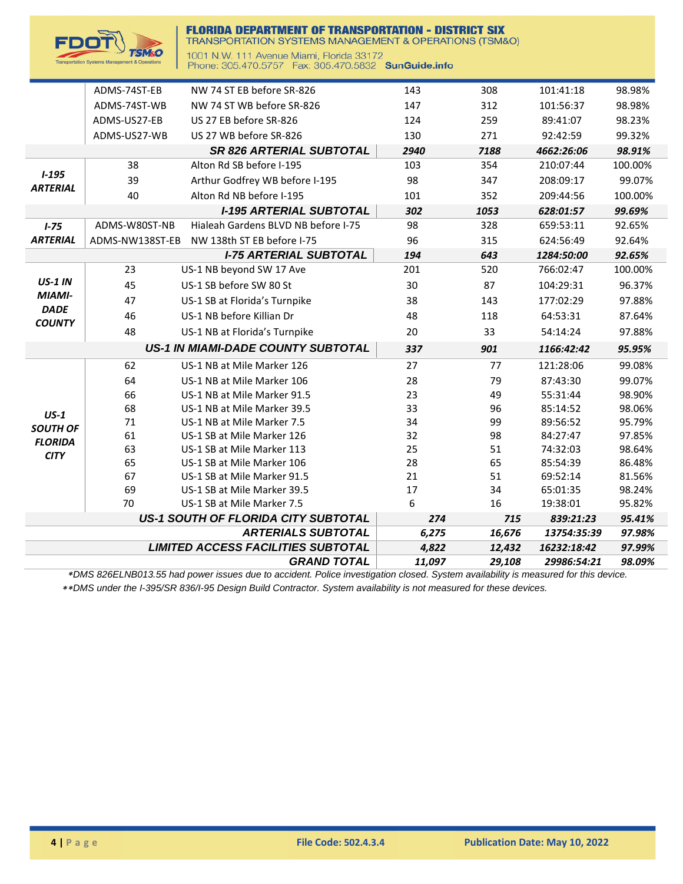| | | | | | | |
|---|---|---|---|---|---|---|
| | ADMS-74ST-EB | NW 74 ST EB before SR-826 | 143 | 308 | 101:41:18 | 98.98% |
| | ADMS-74ST-WB | NW 74 ST WB before SR-826 | 147 | 312 | 101:56:37 | 98.98% |
| | ADMS-US27-EB | US 27 EB before SR-826 | 124 | 259 | 89:41:07 | 98.23% |
| | ADMS-US27-WB | US 27 WB before SR-826 | 130 | 271 | 92:42:59 | 99.32% |
| | | ***SR 826 ARTERIAL SUBTOTAL*** | ***2940*** | ***7188*** | ***4662:26:06*** | ***98.91%*** |
| ***I-195 ARTERIAL*** | 38 | Alton Rd SB before I-195 | 103 | 354 | 210:07:44 | 100.00% |
| | 39 | Arthur Godfrey WB before I-195 | 98 | 347 | 208:09:17 | 99.07% |
| | 40 | Alton Rd NB before I-195 | 101 | 352 | 209:44:56 | 100.00% |
| | | ***I-195 ARTERIAL SUBTOTAL*** | ***302*** | ***1053*** | ***628:01:57*** | ***99.69%*** |
| ***I-75 ARTERIAL*** | ADMS-W80ST-NB | Hialeah Gardens BLVD NB before I-75 | 98 | 328 | 659:53:11 | 92.65% |
| | ADMS-NW138ST-EB | NW 138th ST EB before I-75 | 96 | 315 | 624:56:49 | 92.64% |
| | | ***I-75 ARTERIAL SUBTOTAL*** | ***194*** | ***643*** | ***1284:50:00*** | ***92.65%*** |
| ***US-1 IN MIAMI-DADE COUNTY*** | 23 | US-1 NB beyond SW 17 Ave | 201 | 520 | 766:02:47 | 100.00% |
| | 45 | US-1 SB before SW 80 St | 30 | 87 | 104:29:31 | 96.37% |
| | 47 | US-1 SB at Florida's Turnpike | 38 | 143 | 177:02:29 | 97.88% |
| | 46 | US-1 NB before Killian Dr | 48 | 118 | 64:53:31 | 87.64% |
| | 48 | US-1 NB at Florida's Turnpike | 20 | 33 | 54:14:24 | 97.88% |
| | | ***US-1 IN MIAMI-DADE COUNTY SUBTOTAL*** | ***337*** | ***901*** | ***1166:42:42*** | ***95.95%*** |
| ***US-1 SOUTH OF FLORIDA CITY*** | 62 | US-1 NB at Mile Marker 126 | 27 | 77 | 121:28:06 | 99.08% |
| | 64 | US-1 NB at Mile Marker 106 | 28 | 79 | 87:43:30 | 99.07% |
| | 66 | US-1 NB at Mile Marker 91.5 | 23 | 49 | 55:31:44 | 98.90% |
| | 68 | US-1 NB at Mile Marker 39.5 | 33 | 96 | 85:14:52 | 98.06% |
| | 71 | US-1 NB at Mile Marker 7.5 | 34 | 99 | 89:56:52 | 95.79% |
| | 61 | US-1 SB at Mile Marker 126 | 32 | 98 | 84:27:47 | 97.85% |
| | 63 | US-1 SB at Mile Marker 113 | 25 | 51 | 74:32:03 | 98.64% |
| | 65 | US-1 SB at Mile Marker 106 | 28 | 65 | 85:54:39 | 86.48% |
| | 67 | US-1 SB at Mile Marker 91.5 | 21 | 51 | 69:52:14 | 81.56% |
| | 69 | US-1 SB at Mile Marker 39.5 | 17 | 34 | 65:01:35 | 98.24% |
| | 70 | US-1 SB at Mile Marker 7.5 | 6 | 16 | 19:38:01 | 95.82% |
| | | ***US-1 SOUTH OF FLORIDA CITY SUBTOTAL*** | ***274*** | ***715*** | ***839:21:23*** | ***95.41%*** |
| | | ***ARTERIALS SUBTOTAL*** | ***6,275*** | ***16,676*** | ***13754:35:39*** | ***97.98%*** |
| | | ***LIMITED ACCESS FACILITIES SUBTOTAL*** | ***4,822*** | ***12,432*** | ***16232:18:42*** | ***97.99%*** |
| | | ***GRAND TOTAL*** | ***11,097*** | ***29,108*** | ***29986:54:21*** | ***98.09%*** |

*\*DMS 826ELNB013.55 had power issues due to accident. Police investigation closed. System availability is measured for this device.*

*\*\*DMS under the I-395/SR 836/I-95 Design Build Contractor. System availability is not measured for these devices.*